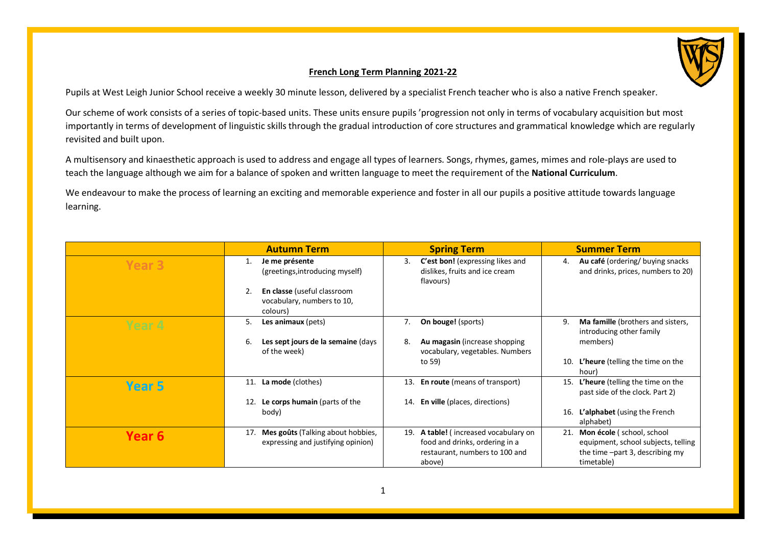# French Long Term Planning 2021-22

Pupils at West Leigh Junior School receive a weekly 30 minute lesson, delivered by a specialist French teacher who is also a native French speaker.

Our scheme of work consists of a series of topic-based units. These units ensure pupils 'progression not only in terms of vocabulary acquisition but most importantly in terms of development of linguistic skills through the gradual introduction of core structures and grammatical knowledge which are regularly revisited and built upon.

A multisensory and kinaesthetic approach is used to address and engage all types of learners. Songs, rhymes, games, mimes and role-plays are used to teach the language although we aim for a balance of spoken and written language to meet the requirement of the **National Curriculum**.

We endeavour to make the process of learning an exciting and memorable experience and foster in all our pupils a positive attitude towards language learning.

| | Autumn Term | Spring Term | Summer Term |
|---|---|---|---|
| **Year 3** | 1. **Je me présente** (greetings,introducing myself)<br>2. **En classe** (useful classroom vocabulary, numbers to 10, colours) | 3. **C'est bon!** (expressing likes and dislikes, fruits and ice cream flavours) | 4. **Au café** (ordering/ buying snacks and drinks, prices, numbers to 20) |
| **Year 4** | 5. **Les animaux** (pets)<br>6. **Les sept jours de la semaine** (days of the week) | 7. **On bouge!** (sports)<br>8. **Au magasin** (increase shopping vocabulary, vegetables. Numbers to 59) | 9. **Ma famille** (brothers and sisters, introducing other family members)<br>10. **L'heure** (telling the time on the hour) |
| **Year 5** | 11. **La mode** (clothes)<br>12. **Le corps humain** (parts of the body) | 13. **En route** (means of transport)<br>14. **En ville** (places, directions) | 15. **L'heure** (telling the time on the past side of the clock. Part 2)<br>16. **L'alphabet** (using the French alphabet) |
| **Year 6** | 17. **Mes goûts** (Talking about hobbies, expressing and justifying opinion) | 19. **A table!** ( increased vocabulary on food and drinks, ordering in a restaurant, numbers to 100 and above) | 21. **Mon école** ( school, school equipment, school subjects, telling the time –part 3, describing my timetable) |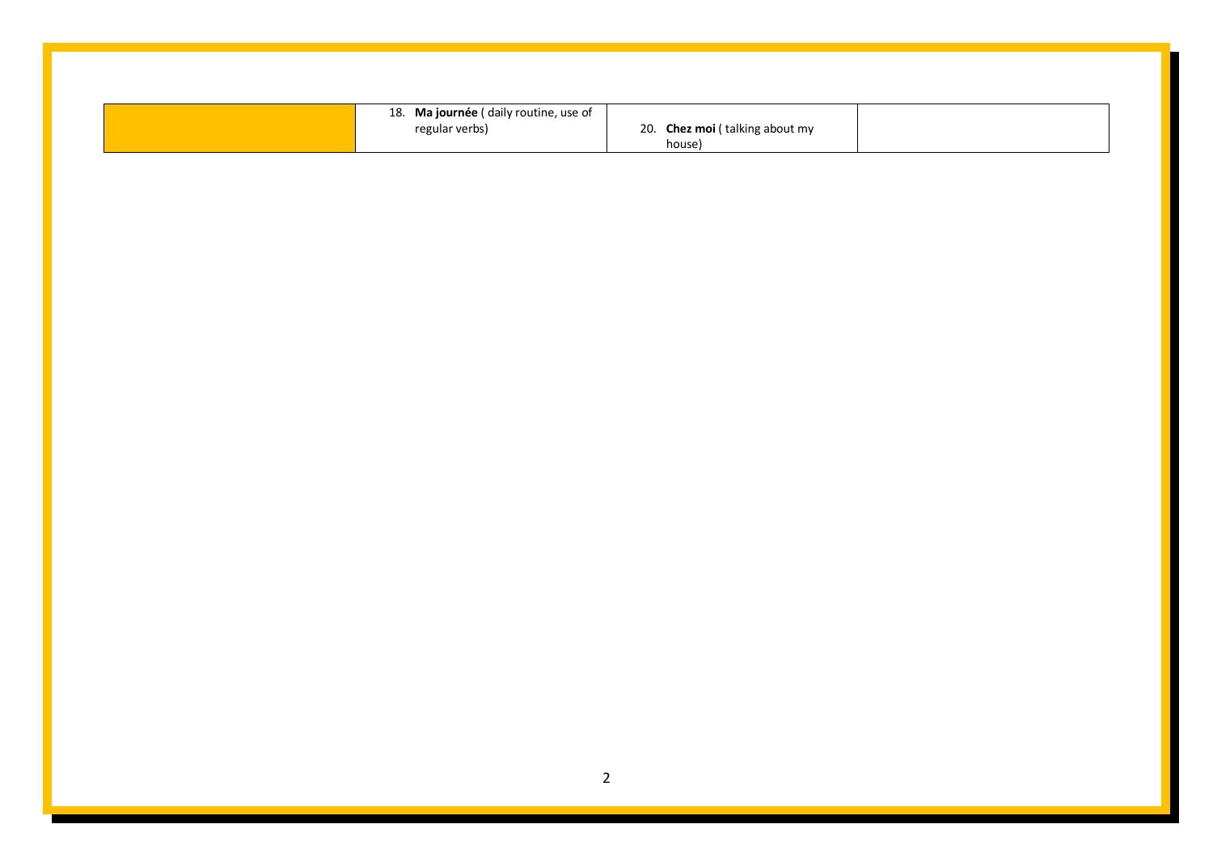| | | | |
|---|---|---|---|
| | 18. **Ma journée** ( daily routine, use of regular verbs) | 20. **Chez moi** ( talking about my house) | |